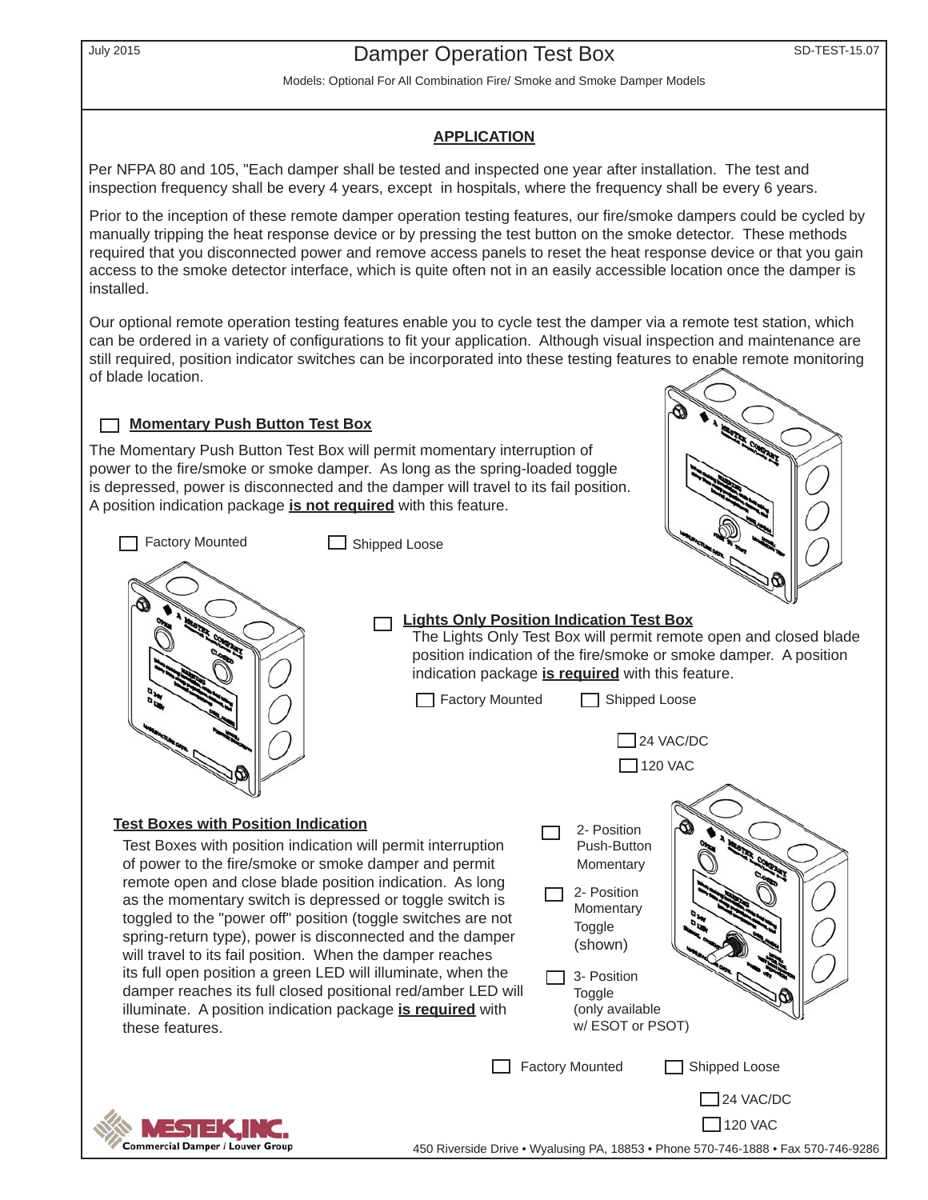July 2015

# Damper Operation Test Box

SD-TEST-15.07

Models: Optional For All Combination Fire/ Smoke and Smoke Damper Models

## APPLICATION

Per NFPA 80 and 105, "Each damper shall be tested and inspected one year after installation. The test and inspection frequency shall be every 4 years, except in hospitals, where the frequency shall be every 6 years.

Prior to the inception of these remote damper operation testing features, our fire/smoke dampers could be cycled by manually tripping the heat response device or by pressing the test button on the smoke detector. These methods required that you disconnected power and remove access panels to reset the heat response device or that you gain access to the smoke detector interface, which is quite often not in an easily accessible location once the damper is installed.

Our optional remote operation testing features enable you to cycle test the damper via a remote test station, which can be ordered in a variety of configurations to fit your application. Although visual inspection and maintenance are still required, position indicator switches can be incorporated into these testing features to enable remote monitoring of blade location.

### ☐ Momentary Push Button Test Box

The Momentary Push Button Test Box will permit momentary interruption of power to the fire/smoke or smoke damper. As long as the spring-loaded toggle is depressed, power is disconnected and the damper will travel to its fail position. A position indication package **is not required** with this feature.

☐ Factory Mounted ☐ Shipped Loose

### ☐ Lights Only Position Indication Test Box

The Lights Only Test Box will permit remote open and closed blade position indication of the fire/smoke or smoke damper. A position indication package **is required** with this feature.

☐ Factory Mounted ☐ Shipped Loose

☐ 24 VAC/DC

☐ 120 VAC

### Test Boxes with Position Indication

Test Boxes with position indication will permit interruption of power to the fire/smoke or smoke damper and permit remote open and close blade position indication. As long as the momentary switch is depressed or toggle switch is toggled to the "power off" position (toggle switches are not spring-return type), power is disconnected and the damper will travel to its fail position. When the damper reaches its full open position a green LED will illuminate, when the damper reaches its full closed positional red/amber LED will illuminate. A position indication package **is required** with these features.

☐ 2- Position Push-Button Momentary

☐ 2- Position Momentary Toggle (shown)

☐ 3- Position Toggle (only available w/ ESOT or PSOT)

☐ Factory Mounted ☐ Shipped Loose

☐ 24 VAC/DC

☐ 120 VAC

MESTEK, INC. Commercial Damper / Louver Group

450 Riverside Drive • Wyalusing PA, 18853 • Phone 570-746-1888 • Fax 570-746-9286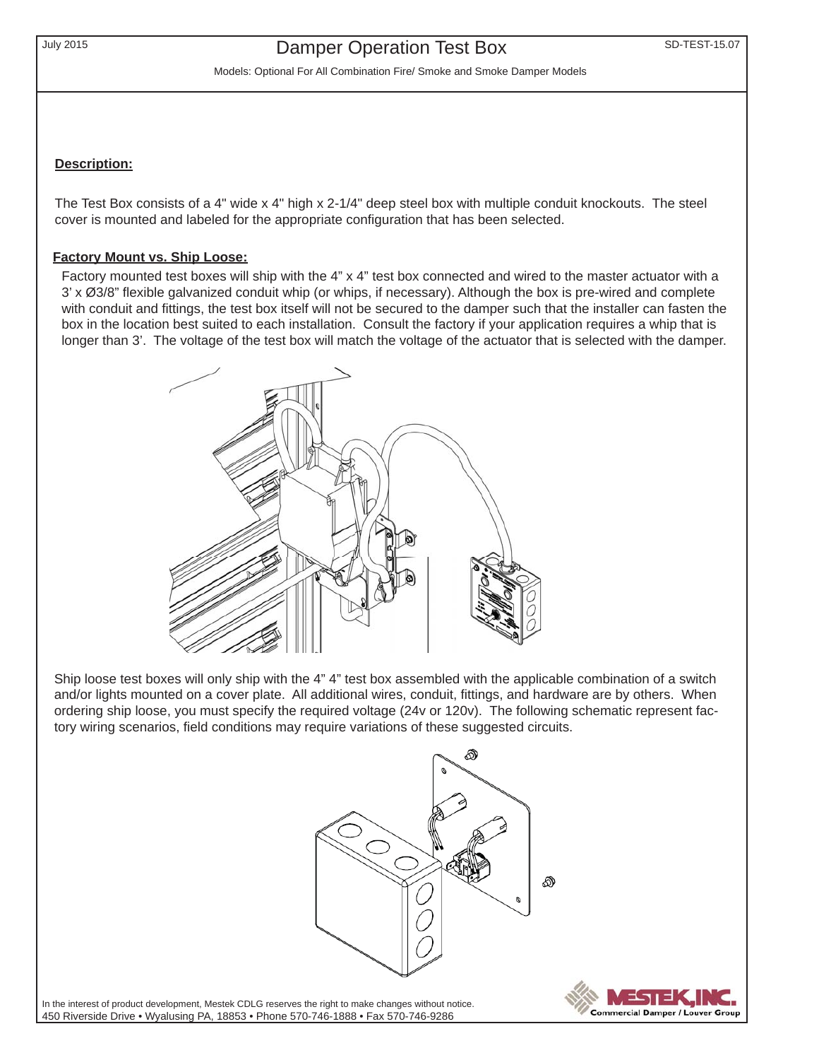# Damper Operation Test Box

Models: Optional For All Combination Fire/ Smoke and Smoke Damper Models

**Description:**

The Test Box consists of a 4" wide x 4" high x 2-1/4" deep steel box with multiple conduit knockouts. The steel cover is mounted and labeled for the appropriate configuration that has been selected.

**Factory Mount vs. Ship Loose:**

Factory mounted test boxes will ship with the 4" x 4" test box connected and wired to the master actuator with a 3' x Ø3/8" flexible galvanized conduit whip (or whips, if necessary). Although the box is pre-wired and complete with conduit and fittings, the test box itself will not be secured to the damper such that the installer can fasten the box in the location best suited to each installation. Consult the factory if your application requires a whip that is longer than 3'. The voltage of the test box will match the voltage of the actuator that is selected with the damper.

Ship loose test boxes will only ship with the 4" 4" test box assembled with the applicable combination of a switch and/or lights mounted on a cover plate. All additional wires, conduit, fittings, and hardware are by others. When ordering ship loose, you must specify the required voltage (24v or 120v). The following schematic represent factory wiring scenarios, field conditions may require variations of these suggested circuits.

In the interest of product development, Mestek CDLG reserves the right to make changes without notice.
450 Riverside Drive • Wyalusing PA, 18853 • Phone 570-746-1888 • Fax 570-746-9286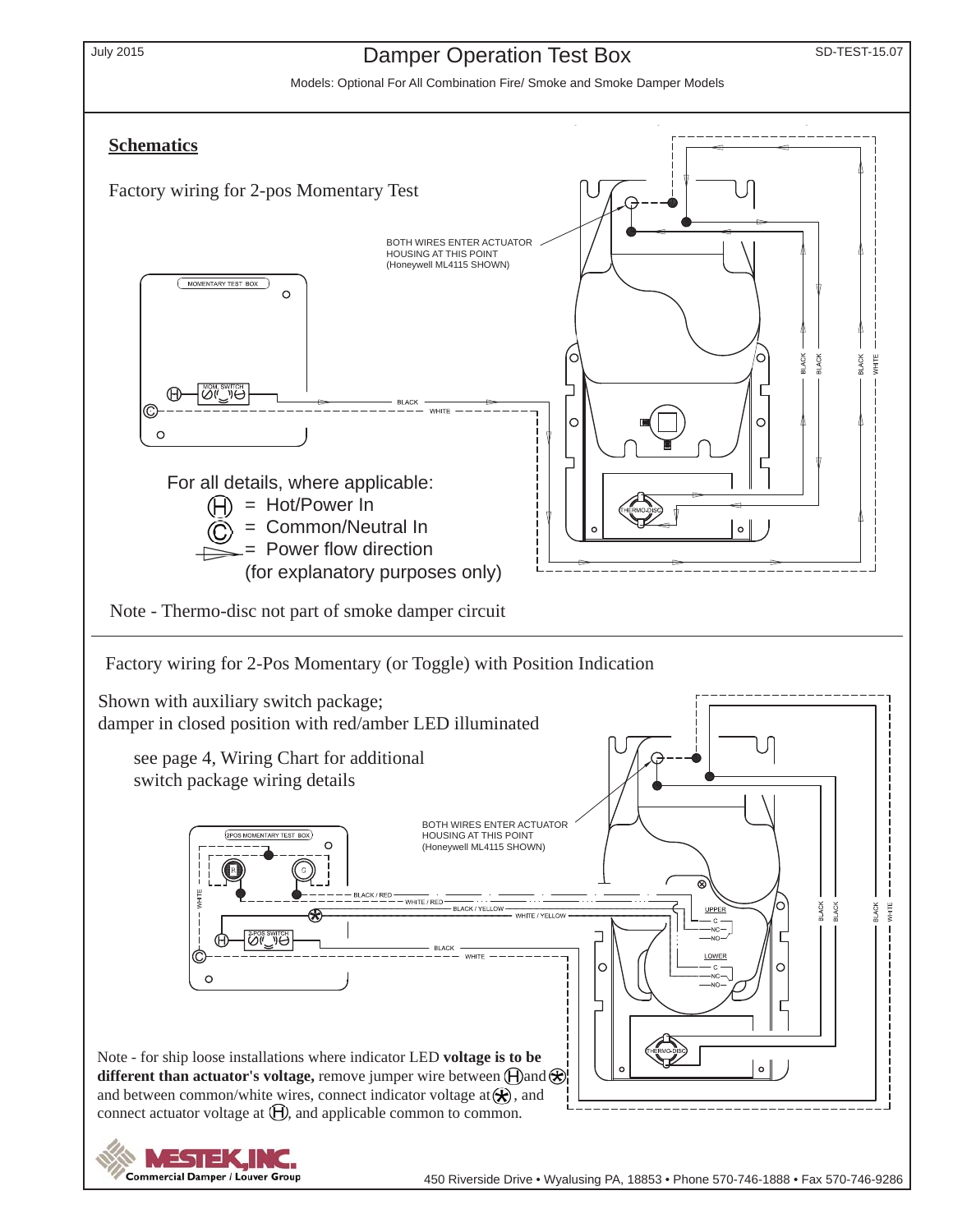# Damper Operation Test Box

July 2015 — SD-TEST-15.07

Models: Optional For All Combination Fire/ Smoke and Smoke Damper Models

## Schematics

Factory wiring for 2-pos Momentary Test

MOMENTARY TEST BOX

MOM. SWITCH

BOTH WIRES ENTER ACTUATOR HOUSING AT THIS POINT (Honeywell ML4115 SHOWN)

BLACK

WHITE

THERMO-DISC

BLACK BLACK BLACK WHITE

For all details, where applicable:

- Ⓗ = Hot/Power In
- Ⓒ = Common/Neutral In
- ▷ = Power flow direction (for explanatory purposes only)

Note - Thermo-disc not part of smoke damper circuit

---

Factory wiring for 2-Pos Momentary (or Toggle) with Position Indication

Shown with auxiliary switch package; damper in closed position with red/amber LED illuminated

see page 4, Wiring Chart for additional switch package wiring details

2POS MOMENTARY TEST BOX

2-POS SWITCH

BOTH WIRES ENTER ACTUATOR HOUSING AT THIS POINT (Honeywell ML4115 SHOWN)

BLACK / RED

WHITE / RED

BLACK / YELLOW

WHITE / YELLOW

BLACK

WHITE

UPPER: C, NC, NO

LOWER: C, NC, NO

THERMO-DISC

BLACK BLACK BLACK WHITE

Note - for ship loose installations where indicator LED **voltage is to be different than actuator's voltage,** remove jumper wire between Ⓗ and ⊛ and between common/white wires, connect indicator voltage at ⊛, and connect actuator voltage at Ⓗ, and applicable common to common.

MESTEK, INC. Commercial Damper / Louver Group

450 Riverside Drive • Wyalusing PA, 18853 • Phone 570-746-1888 • Fax 570-746-9286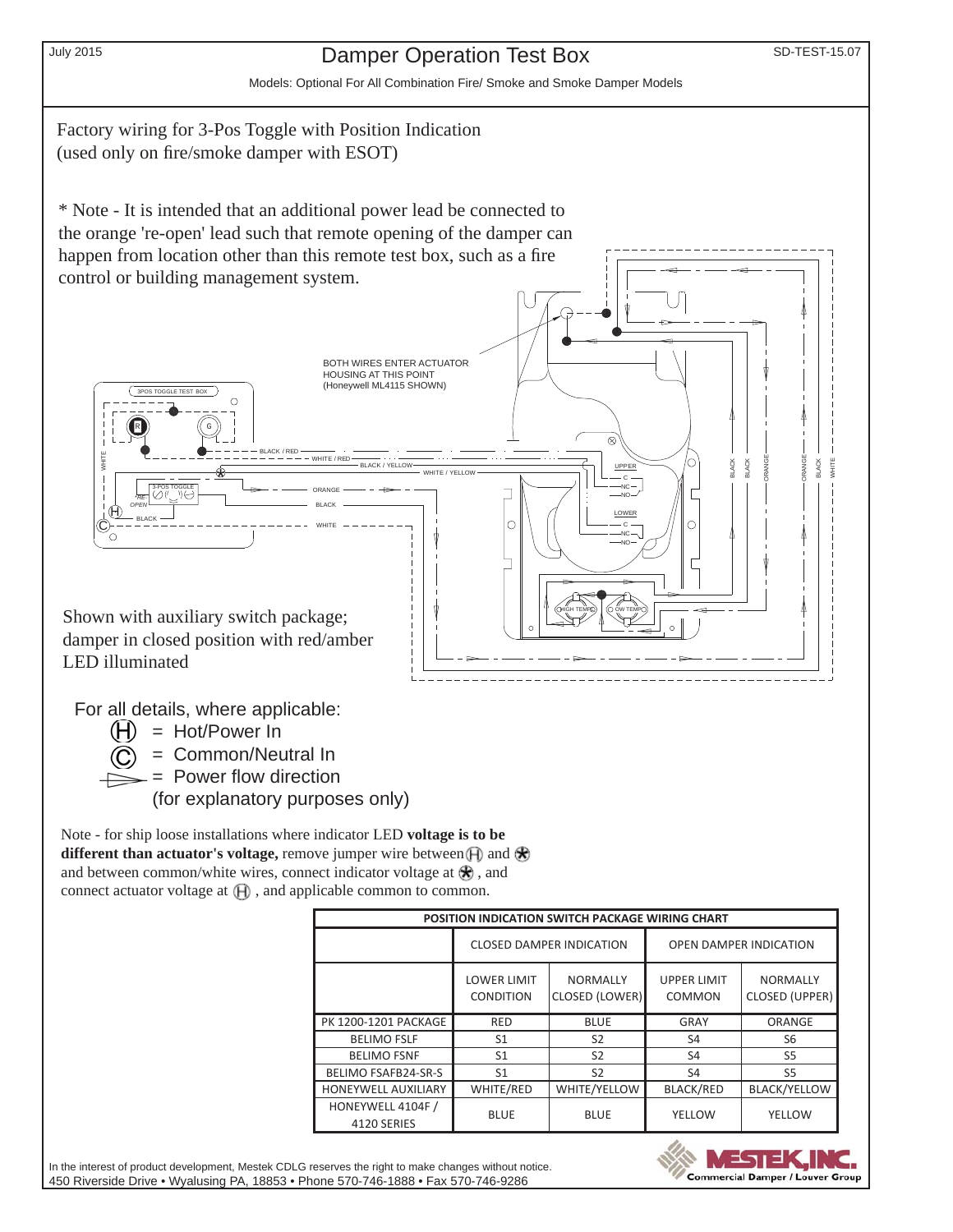July 2015

# Damper Operation Test Box

SD-TEST-15.07

Models: Optional For All Combination Fire/ Smoke and Smoke Damper Models

Factory wiring for 3-Pos Toggle with Position Indication
(used only on fire/smoke damper with ESOT)

* Note - It is intended that an additional power lead be connected to the orange 're-open' lead such that remote opening of the damper can happen from location other than this remote test box, such as a fire control or building management system.

BOTH WIRES ENTER ACTUATOR HOUSING AT THIS POINT (Honeywell ML4115 SHOWN)

3POS TOGGLE TEST BOX

R G

BLACK / RED, WHITE / RED, BLACK / YELLOW, WHITE / YELLOW, ORANGE, BLACK, WHITE

3-POS TOGGLE, RE OPEN

UPPER C NC NO, LOWER C NC NO

HIGH TEMP, LOW TEMP

BLACK, BLACK, ORANGE, ORANGE, BLACK, WHITE

Shown with auxiliary switch package; damper in closed position with red/amber LED illuminated

For all details, where applicable:

- (H) = Hot/Power In
- (C) = Common/Neutral In
- ⇒ = Power flow direction (for explanatory purposes only)

Note - for ship loose installations where indicator LED **voltage is to be different than actuator's voltage,** remove jumper wire between (H) and ✱ and between common/white wires, connect indicator voltage at ✱ , and connect actuator voltage at (H) , and applicable common to common.

| POSITION INDICATION SWITCH PACKAGE WIRING CHART | | | | |
|---|---|---|---|---|
| | CLOSED DAMPER INDICATION | | OPEN DAMPER INDICATION | |
| | LOWER LIMIT CONDITION | NORMALLY CLOSED (LOWER) | UPPER LIMIT COMMON | NORMALLY CLOSED (UPPER) |
| PK 1200-1201 PACKAGE | RED | BLUE | GRAY | ORANGE |
| BELIMO FSLF | S1 | S2 | S4 | S6 |
| BELIMO FSNF | S1 | S2 | S4 | S5 |
| BELIMO FSAFB24-SR-S | S1 | S2 | S4 | S5 |
| HONEYWELL AUXILIARY | WHITE/RED | WHITE/YELLOW | BLACK/RED | BLACK/YELLOW |
| HONEYWELL 4104F / 4120 SERIES | BLUE | BLUE | YELLOW | YELLOW |

In the interest of product development, Mestek CDLG reserves the right to make changes without notice.
450 Riverside Drive • Wyalusing PA, 18853 • Phone 570-746-1888 • Fax 570-746-9286

MESTEK, INC. Commercial Damper / Louver Group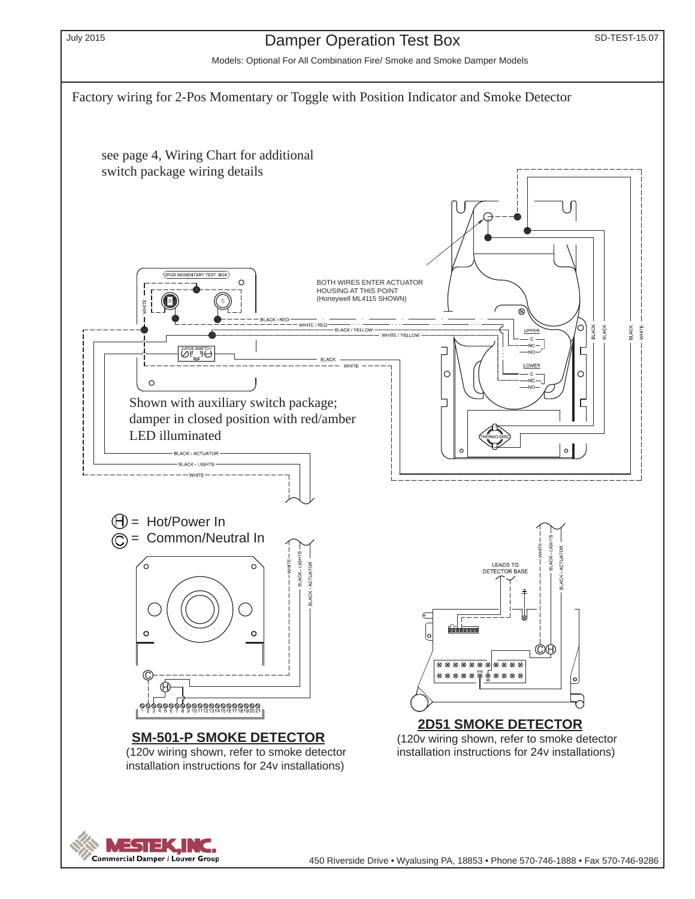# Damper Operation Test Box

Models: Optional For All Combination Fire/ Smoke and Smoke Damper Models

## Factory wiring for 2-Pos Momentary or Toggle with Position Indicator and Smoke Detector

see page 4, Wiring Chart for additional switch package wiring details

BOTH WIRES ENTER ACTUATOR HOUSING AT THIS POINT (Honeywell ML4115 SHOWN)

2POS MOMENTARY TEST BOX

R

G

WHITE

BLACK / RED

WHITE / RED

BLACK / YELLOW

WHITE / YELLOW

2-POS SWITCH

BLACK

WHITE

UPPER

C

NC

NO

LOWER

C

NC

NO

BLACK

BLACK

BLACK

WHITE

THERMO-DISC

Shown with auxiliary switch package; damper in closed position with red/amber LED illuminated

BLACK - ACTUATOR

BLACK - LIGHTS

WHITE

Ⓗ = Hot/Power In

Ⓒ = Common/Neutral In

WHITE

BLACK - LIGHTS

BLACK - ACTUATOR

Ⓒ

Ⓗ

1 2 3 4 5 6 7 8 9 10 11 12 13 14 15 16 17 18 19 20 21

**SM-501-P SMOKE DETECTOR**

(120v wiring shown, refer to smoke detector installation instructions for 24v installations)

LEADS TO DETECTOR BASE

WHITE

BLACK - LIGHTS

BLACK - ACTUATOR

Ⓒ Ⓗ

#16

#8

**2D51 SMOKE DETECTOR**

(120v wiring shown, refer to smoke detector installation instructions for 24v installations)

MESTEK, INC. Commercial Damper / Louver Group

450 Riverside Drive • Wyalusing PA, 18853 • Phone 570-746-1888 • Fax 570-746-9286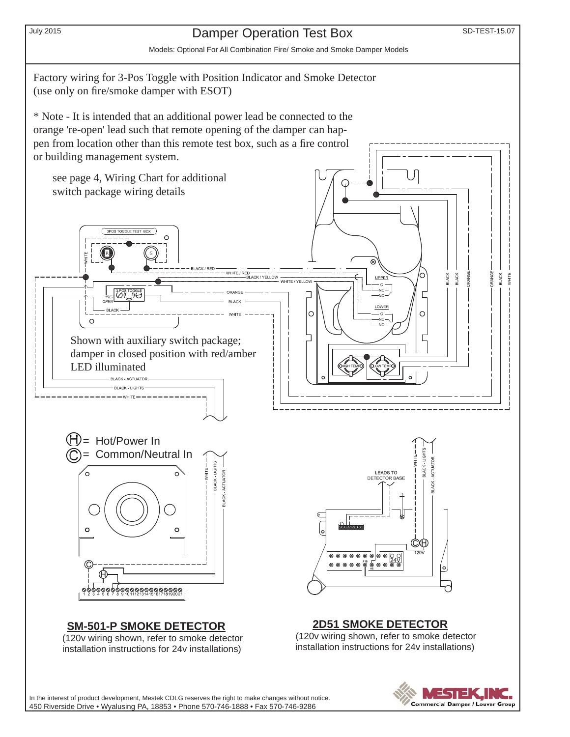# Damper Operation Test Box

Models: Optional For All Combination Fire/ Smoke and Smoke Damper Models

Factory wiring for 3-Pos Toggle with Position Indicator and Smoke Detector (use only on fire/smoke damper with ESOT)

* Note - It is intended that an additional power lead be connected to the orange 're-open' lead such that remote opening of the damper can happen from location other than this remote test box, such as a fire control or building management system.

see page 4, Wiring Chart for additional switch package wiring details

Shown with auxiliary switch package; damper in closed position with red/amber LED illuminated

3POS TOGGLE TEST BOX

R
G
3-POS TOGGLE
*RE-OPEN
BLACK / RED
WHITE / RED
BLACK / YELLOW
WHITE / YELLOW
ORANGE
BLACK
WHITE
UPPER
C
NC
NO
LOWER
C
NC
NO
HIGH TEMP
LOW TEMP
BLACK
BLACK
ORANGE
ORANGE
BLACK
WHITE
BLACK - ACTUATOR
BLACK - LIGHTS
WHITE

H = Hot/Power In
C = Common/Neutral In

WHITE
BLACK - LIGHTS
BLACK - ACTUATOR
1 2 3 4 5 6 7 8 9 10 11 12 13 14 15 16 17 18 19 20 21

LEADS TO DETECTOR BASE
WHITE
BLACK - LIGHTS
BLACK - ACTUATOR
24V
120V
#16
#6

## SM-501-P SMOKE DETECTOR

(120v wiring shown, refer to smoke detector installation instructions for 24v installations)

## 2D51 SMOKE DETECTOR

(120v wiring shown, refer to smoke detector installation instructions for 24v installations)

In the interest of product development, Mestek CDLG reserves the right to make changes without notice.
450 Riverside Drive • Wyalusing PA, 18853 • Phone 570-746-1888 • Fax 570-746-9286

MESTEK, INC.
Commercial Damper / Louver Group